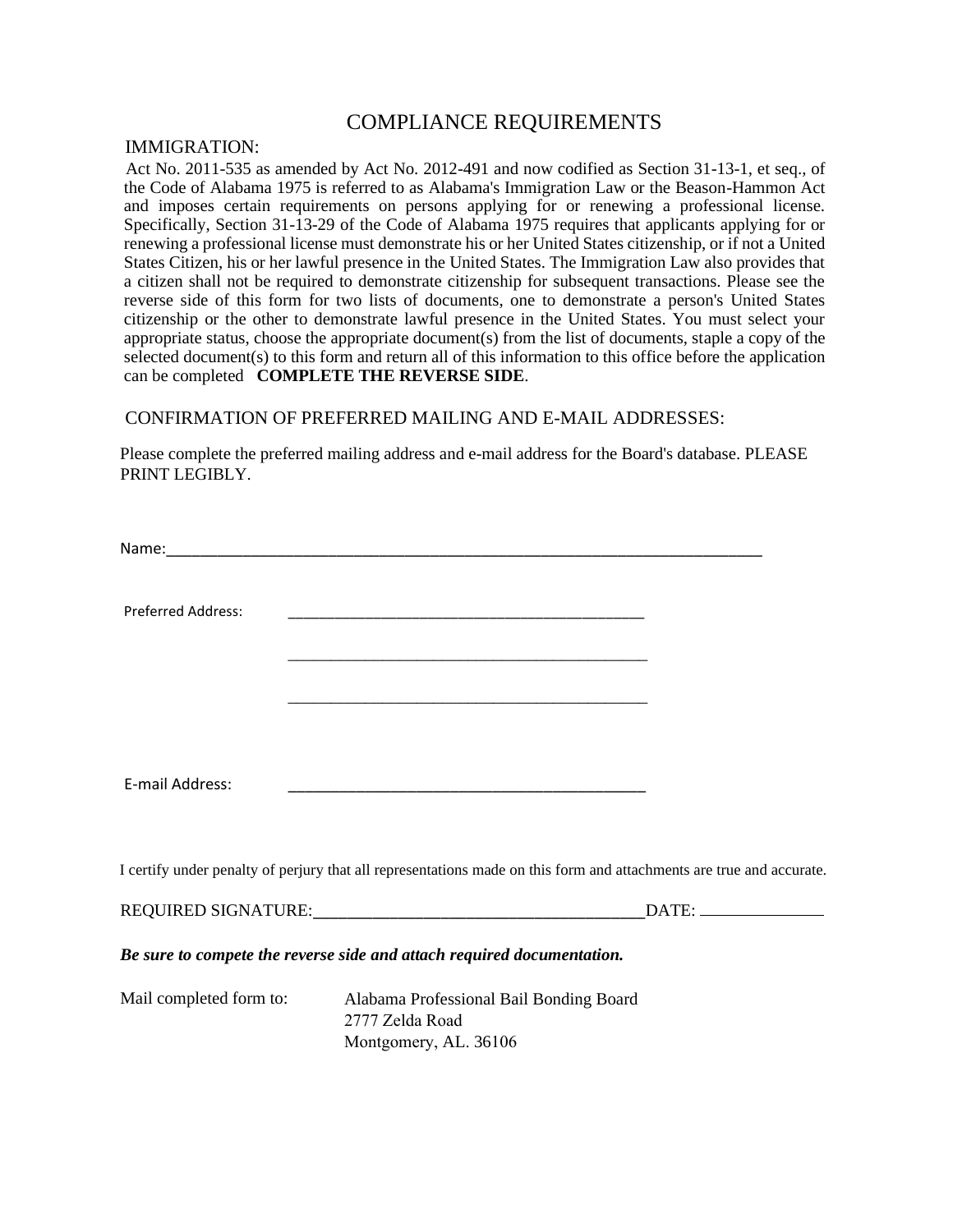# COMPLIANCE REQUIREMENTS

## IMMIGRATION:

Act No. 2011-535 as amended by Act No. 2012-491 and now codified as Section 31-13-1, et seq., of the Code of Alabama 1975 is referred to as Alabama's Immigration Law or the Beason-Hammon Act and imposes certain requirements on persons applying for or renewing a professional license. Specifically, Section 31-13-29 of the Code of Alabama 1975 requires that applicants applying for or renewing a professional license must demonstrate his or her United States citizenship, or if not a United States Citizen, his or her lawful presence in the United States. The Immigration Law also provides that a citizen shall not be required to demonstrate citizenship for subsequent transactions. Please see the reverse side of this form for two lists of documents, one to demonstrate a person's United States citizenship or the other to demonstrate lawful presence in the United States. You must select your appropriate status, choose the appropriate document(s) from the list of documents, staple a copy of the selected document(s) to this form and return all of this information to this office before the application can be completed **COMPLETE THE REVERSE SIDE**.

## CONFIRMATION OF PREFERRED MAILING AND E-MAIL ADDRESSES:

Please complete the preferred mailing address and e-mail address for the Board's database. PLEASE PRINT LEGIBLY.

Name:_______________________________________________________________

Preferred Address: ____________________________________________

____________________________________________

____________________________________________

E-mail Address: ____________________________________________

I certify under penalty of perjury that all representations made on this form and attachments are true and accurate.

REQUIRED SIGNATURE:_____________________________________DATE: ______________

***Be sure to compete the reverse side and attach required documentation.***

Mail completed form to: Alabama Professional Bail Bonding Board
2777 Zelda Road
Montgomery, AL. 36106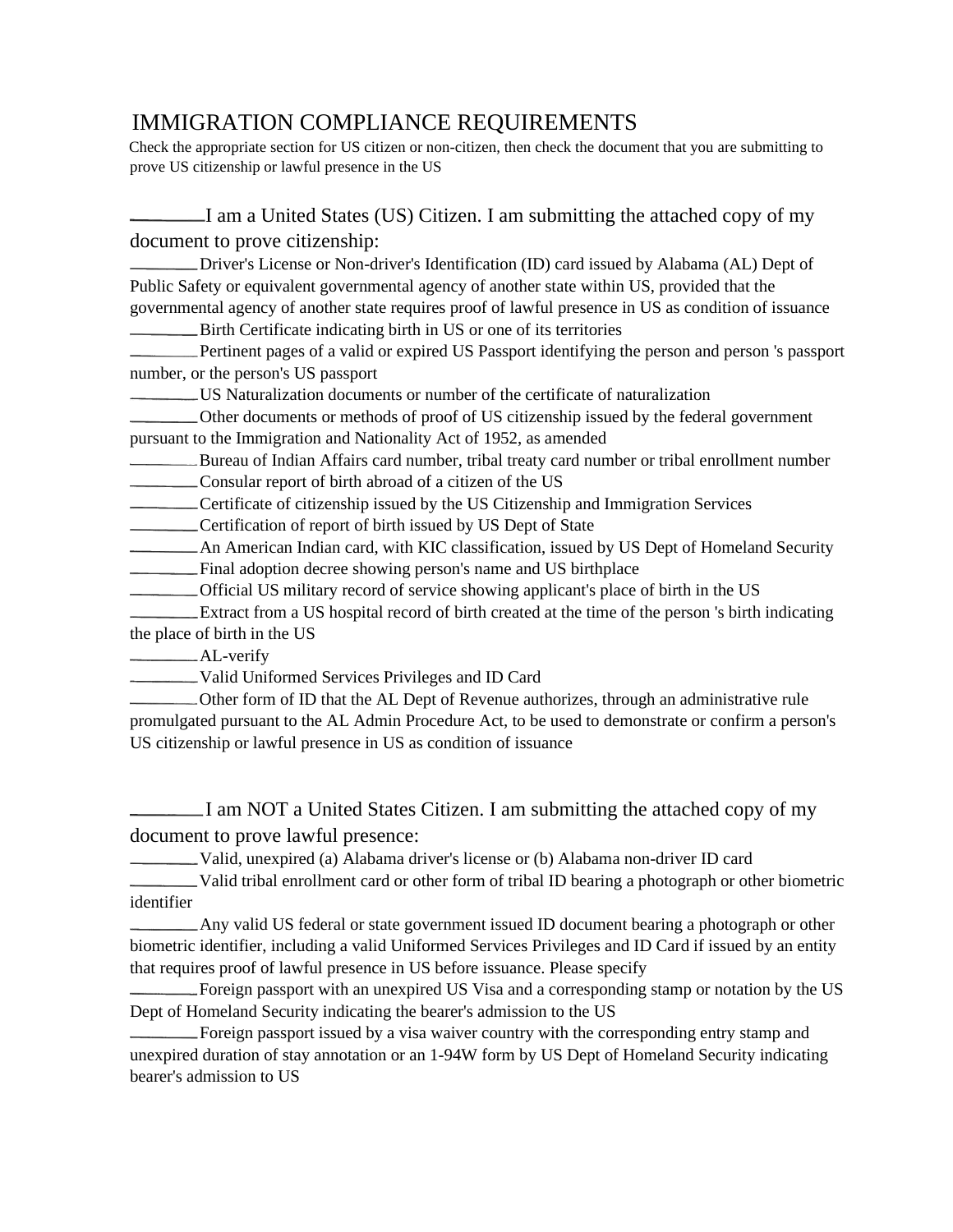# IMMIGRATION COMPLIANCE REQUIREMENTS

Check the appropriate section for US citizen or non-citizen, then check the document that you are submitting to prove US citizenship or lawful presence in the US

________I am a United States (US) Citizen. I am submitting the attached copy of my document to prove citizenship:

________Driver's License or Non-driver's Identification (ID) card issued by Alabama (AL) Dept of Public Safety or equivalent governmental agency of another state within US, provided that the governmental agency of another state requires proof of lawful presence in US as condition of issuance

________Birth Certificate indicating birth in US or one of its territories

________Pertinent pages of a valid or expired US Passport identifying the person and person 's passport number, or the person's US passport

________US Naturalization documents or number of the certificate of naturalization

________Other documents or methods of proof of US citizenship issued by the federal government pursuant to the Immigration and Nationality Act of 1952, as amended

________Bureau of Indian Affairs card number, tribal treaty card number or tribal enrollment number

________Consular report of birth abroad of a citizen of the US

________Certificate of citizenship issued by the US Citizenship and Immigration Services

________Certification of report of birth issued by US Dept of State

________An American Indian card, with KIC classification, issued by US Dept of Homeland Security

________Final adoption decree showing person's name and US birthplace

________Official US military record of service showing applicant's place of birth in the US

________Extract from a US hospital record of birth created at the time of the person 's birth indicating the place of birth in the US

________AL-verify

________Valid Uniformed Services Privileges and ID Card

________Other form of ID that the AL Dept of Revenue authorizes, through an administrative rule promulgated pursuant to the AL Admin Procedure Act, to be used to demonstrate or confirm a person's US citizenship or lawful presence in US as condition of issuance

________I am NOT a United States Citizen. I am submitting the attached copy of my document to prove lawful presence:

________Valid, unexpired (a) Alabama driver's license or (b) Alabama non-driver ID card

________Valid tribal enrollment card or other form of tribal ID bearing a photograph or other biometric identifier

________Any valid US federal or state government issued ID document bearing a photograph or other biometric identifier, including a valid Uniformed Services Privileges and ID Card if issued by an entity that requires proof of lawful presence in US before issuance. Please specify

________Foreign passport with an unexpired US Visa and a corresponding stamp or notation by the US Dept of Homeland Security indicating the bearer's admission to the US

________Foreign passport issued by a visa waiver country with the corresponding entry stamp and unexpired duration of stay annotation or an 1-94W form by US Dept of Homeland Security indicating bearer's admission to US